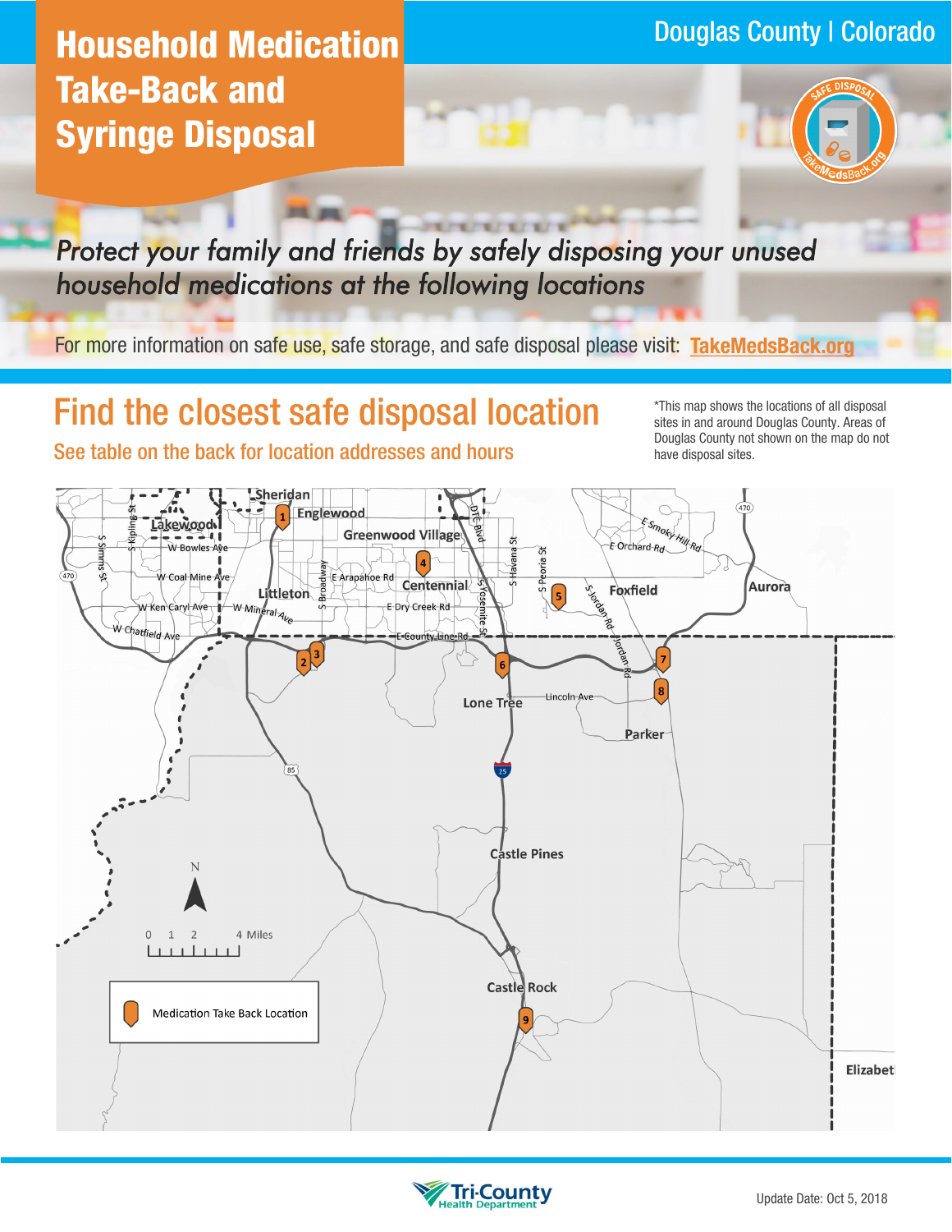# Household Medication Take-Back and Syringe Disposal

Douglas County | Colorado

*Protect your family and friends by safely disposing your unused household medications at the following locations*

For more information on safe use, safe storage, and safe disposal please visit: **TakeMedsBack.org**

## Find the closest safe disposal location

See table on the back for location addresses and hours

*This map shows the locations of all disposal sites in and around Douglas County. Areas of Douglas County not shown on the map do not have disposal sites.

Medication Take Back Location

Update Date: Oct 5, 2018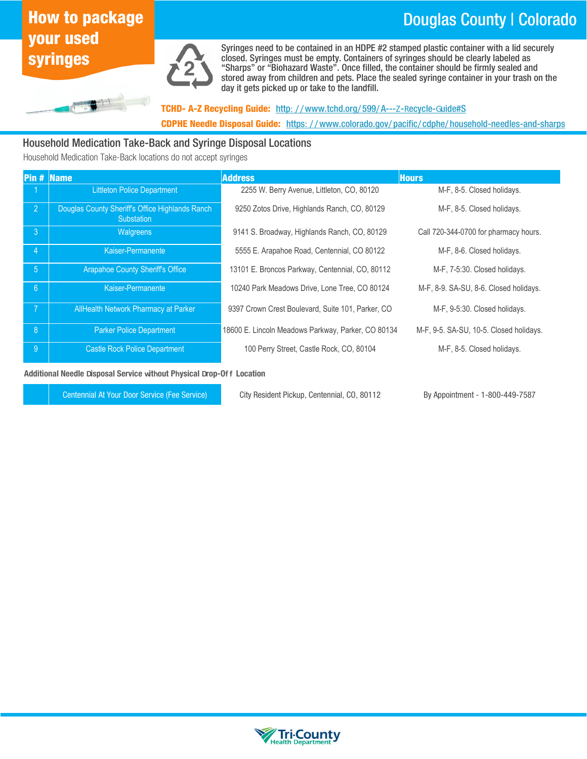# How to package your used syringes

Douglas County | Colorado

Syringes need to be contained in an HDPE #2 stamped plastic container with a lid securely closed. Syringes must be empty. Containers of syringes should be clearly labeled as "Sharps" or "Biohazard Waste". Once filled, the container should be firmly sealed and stored away from children and pets. Place the sealed syringe container in your trash on the day it gets picked up or take to the landfill.

**TCHD- A-Z Recycling Guide:** http://www.tchd.org/599/A---Z-Recycle-Guide#S

**CDPHE Needle Disposal Guide:** https://www.colorado.gov/pacific/cdphe/household-needles-and-sharps

## Household Medication Take-Back and Syringe Disposal Locations

Household Medication Take-Back locations do not accept syringes

| Pin # | Name | Address | Hours |
|---|---|---|---|
| 1 | Littleton Police Department | 2255 W. Berry Avenue, Littleton, CO, 80120 | M-F, 8-5. Closed holidays. |
| 2 | Douglas County Sheriff's Office Highlands Ranch Substation | 9250 Zotos Drive, Highlands Ranch, CO, 80129 | M-F, 8-5. Closed holidays. |
| 3 | Walgreens | 9141 S. Broadway, Highlands Ranch, CO, 80129 | Call 720-344-0700 for pharmacy hours. |
| 4 | Kaiser-Permanente | 5555 E. Arapahoe Road, Centennial, CO 80122 | M-F, 8-6. Closed holidays. |
| 5 | Arapahoe County Sheriff's Office | 13101 E. Broncos Parkway, Centennial, CO, 80112 | M-F, 7-5:30. Closed holidays. |
| 6 | Kaiser-Permanente | 10240 Park Meadows Drive, Lone Tree, CO 80124 | M-F, 8-9. SA-SU, 8-6. Closed holidays. |
| 7 | AllHealth Network Pharmacy at Parker | 9397 Crown Crest Boulevard, Suite 101, Parker, CO | M-F, 9-5:30. Closed holidays. |
| 8 | Parker Police Department | 18600 E. Lincoln Meadows Parkway, Parker, CO 80134 | M-F, 9-5. SA-SU, 10-5. Closed holidays. |
| 9 | Castle Rock Police Department | 100 Perry Street, Castle Rock, CO, 80104 | M-F, 8-5. Closed holidays. |

**Additional Needle Disposal Service without Physical Drop-Off Location**

| | | | |
|---|---|---|---|
| | Centennial At Your Door Service (Fee Service) | City Resident Pickup, Centennial, CO, 80112 | By Appointment - 1-800-449-7587 |

Tri-County Health Department